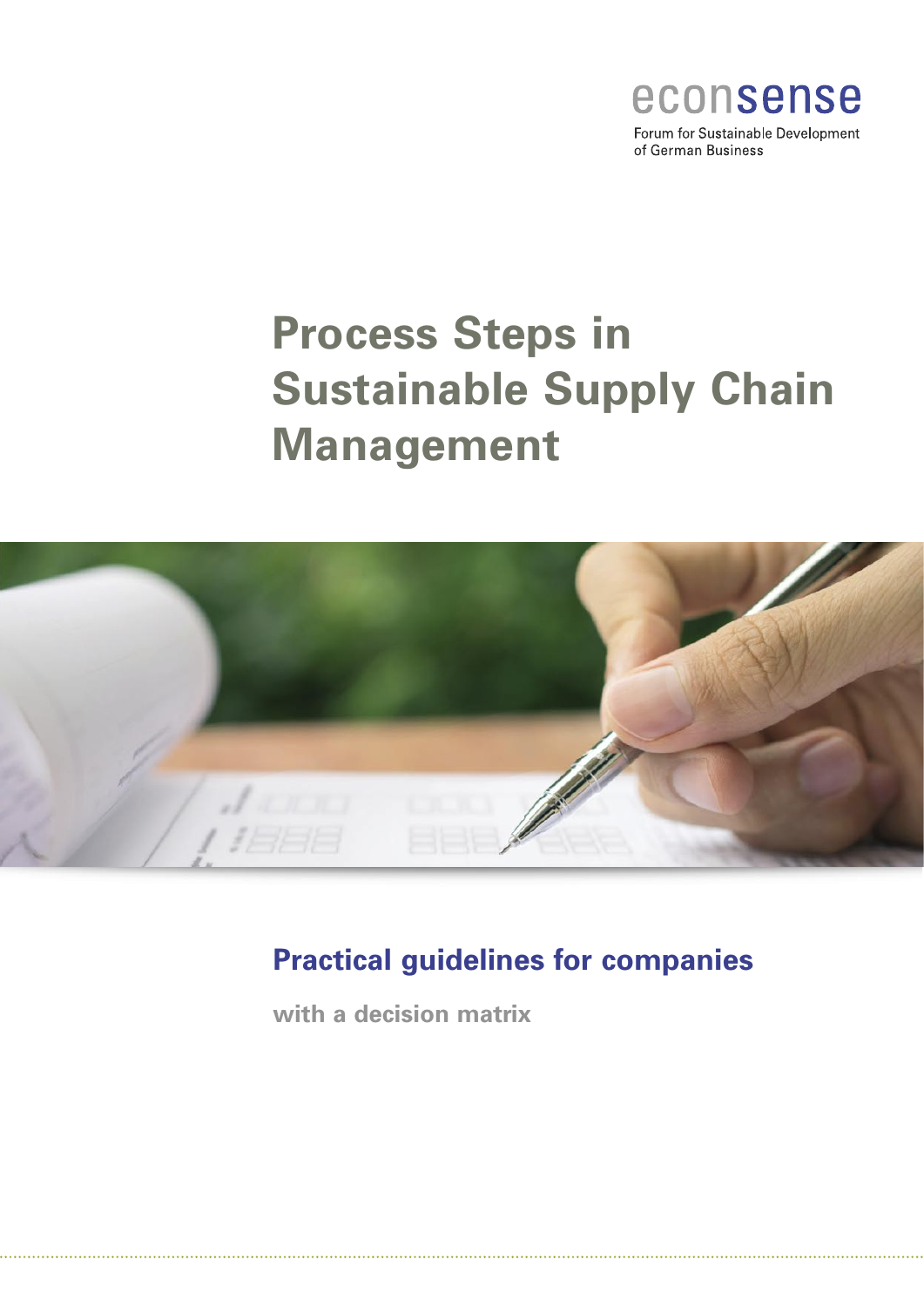econsense

Forum for Sustainable Development of German Business

# Process Steps in Sustainable Supply Chain Management

## Practical guidelines for companies

**with a decision matrix**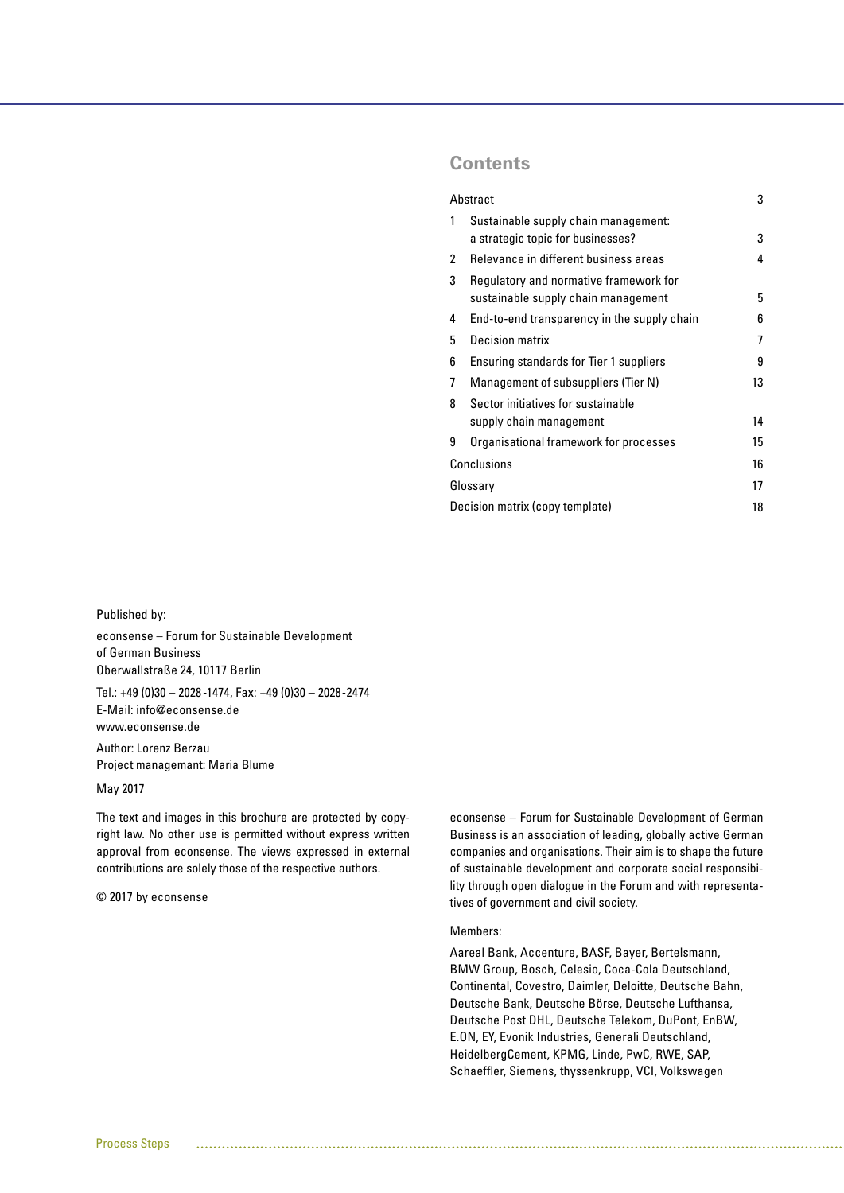## Contents

| | | |
|---|---|---|
| Abstract | | 3 |
| 1 | Sustainable supply chain management: a strategic topic for businesses? | 3 |
| 2 | Relevance in different business areas | 4 |
| 3 | Regulatory and normative framework for sustainable supply chain management | 5 |
| 4 | End-to-end transparency in the supply chain | 6 |
| 5 | Decision matrix | 7 |
| 6 | Ensuring standards for Tier 1 suppliers | 9 |
| 7 | Management of subsuppliers (Tier N) | 13 |
| 8 | Sector initiatives for sustainable supply chain management | 14 |
| 9 | Organisational framework for processes | 15 |
| Conclusions | | 16 |
| Glossary | | 17 |
| Decision matrix (copy template) | | 18 |

Published by:

econsense – Forum for Sustainable Development of German Business
Oberwallstraße 24, 10117 Berlin

Tel.: +49 (0)30 – 2028 -1474, Fax: +49 (0)30 – 2028-2474
E-Mail: info@econsense.de
www.econsense.de

Author: Lorenz Berzau
Project managemant: Maria Blume

May 2017

The text and images in this brochure are protected by copyright law. No other use is permitted without express written approval from econsense. The views expressed in external contributions are solely those of the respective authors.

© 2017 by econsense

econsense – Forum for Sustainable Development of German Business is an association of leading, globally active German companies and organisations. Their aim is to shape the future of sustainable development and corporate social responsibility through open dialogue in the Forum and with representatives of government and civil society.

Members:

Aareal Bank, Accenture, BASF, Bayer, Bertelsmann, BMW Group, Bosch, Celesio, Coca-Cola Deutschland, Continental, Covestro, Daimler, Deloitte, Deutsche Bahn, Deutsche Bank, Deutsche Börse, Deutsche Lufthansa, Deutsche Post DHL, Deutsche Telekom, DuPont, EnBW, E.ON, EY, Evonik Industries, Generali Deutschland, HeidelbergCement, KPMG, Linde, PwC, RWE, SAP, Schaeffler, Siemens, thyssenkrupp, VCI, Volkswagen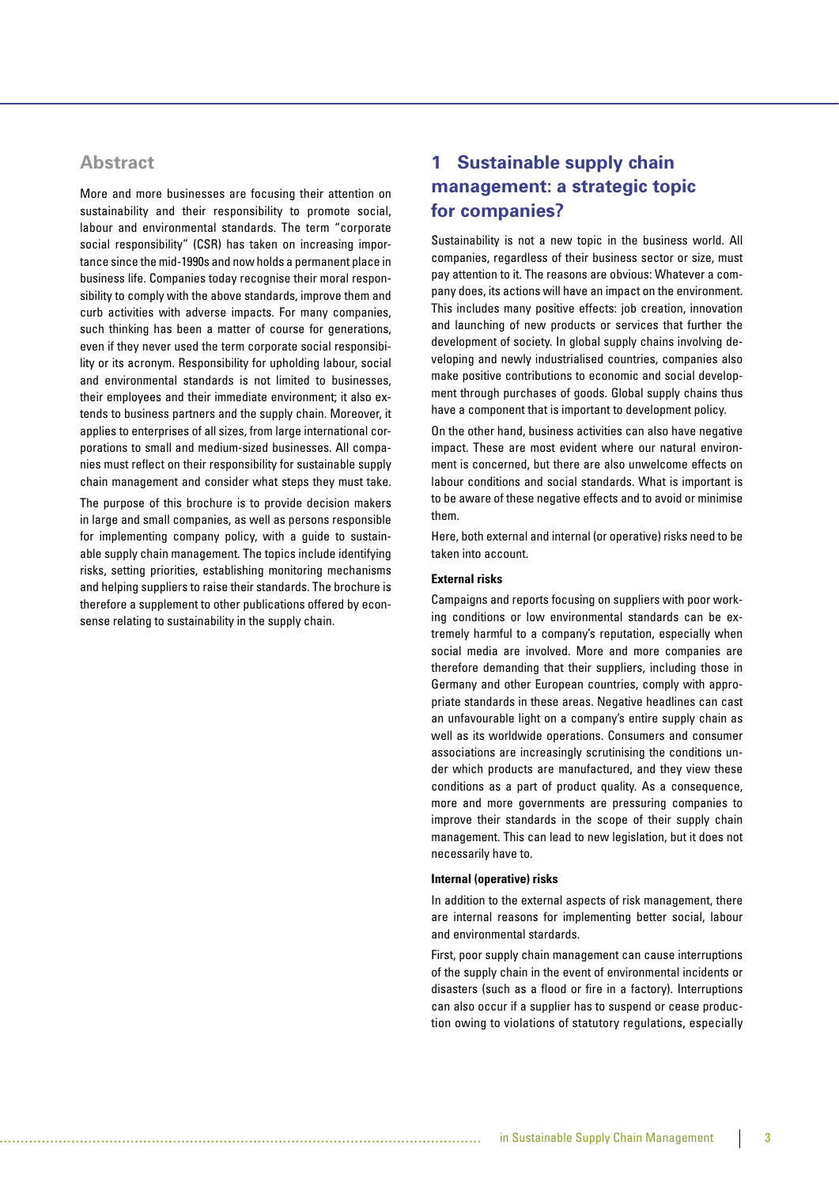## Abstract

More and more businesses are focusing their attention on sustainability and their responsibility to promote social, labour and environmental standards. The term "corporate social responsibility" (CSR) has taken on increasing importance since the mid-1990s and now holds a permanent place in business life. Companies today recognise their moral responsibility to comply with the above standards, improve them and curb activities with adverse impacts. For many companies, such thinking has been a matter of course for generations, even if they never used the term corporate social responsibility or its acronym. Responsibility for upholding labour, social and environmental standards is not limited to businesses, their employees and their immediate environment; it also extends to business partners and the supply chain. Moreover, it applies to enterprises of all sizes, from large international corporations to small and medium-sized businesses. All companies must reflect on their responsibility for sustainable supply chain management and consider what steps they must take.

The purpose of this brochure is to provide decision makers in large and small companies, as well as persons responsible for implementing company policy, with a guide to sustainable supply chain management. The topics include identifying risks, setting priorities, establishing monitoring mechanisms and helping suppliers to raise their standards. The brochure is therefore a supplement to other publications offered by econsense relating to sustainability in the supply chain.

# 1 Sustainable supply chain management: a strategic topic for companies?

Sustainability is not a new topic in the business world. All companies, regardless of their business sector or size, must pay attention to it. The reasons are obvious: Whatever a company does, its actions will have an impact on the environment. This includes many positive effects: job creation, innovation and launching of new products or services that further the development of society. In global supply chains involving developing and newly industrialised countries, companies also make positive contributions to economic and social development through purchases of goods. Global supply chains thus have a component that is important to development policy.

On the other hand, business activities can also have negative impact. These are most evident where our natural environment is concerned, but there are also unwelcome effects on labour conditions and social standards. What is important is to be aware of these negative effects and to avoid or minimise them.

Here, both external and internal (or operative) risks need to be taken into account.

**External risks**

Campaigns and reports focusing on suppliers with poor working conditions or low environmental standards can be extremely harmful to a company's reputation, especially when social media are involved. More and more companies are therefore demanding that their suppliers, including those in Germany and other European countries, comply with appropriate standards in these areas. Negative headlines can cast an unfavourable light on a company's entire supply chain as well as its worldwide operations. Consumers and consumer associations are increasingly scrutinising the conditions under which products are manufactured, and they view these conditions as a part of product quality. As a consequence, more and more governments are pressuring companies to improve their standards in the scope of their supply chain management. This can lead to new legislation, but it does not necessarily have to.

**Internal (operative) risks**

In addition to the external aspects of risk management, there are internal reasons for implementing better social, labour and environmental standards.

First, poor supply chain management can cause interruptions of the supply chain in the event of environmental incidents or disasters (such as a flood or fire in a factory). Interruptions can also occur if a supplier has to suspend or cease production owing to violations of statutory regulations, especially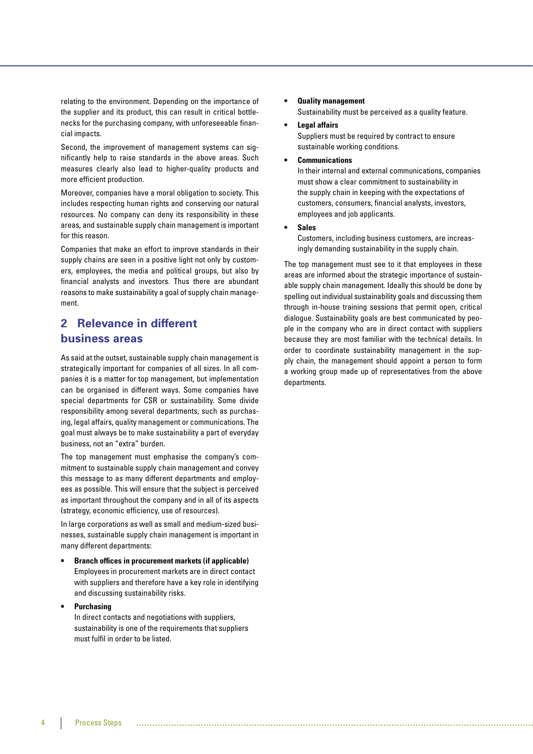relating to the environment. Depending on the importance of the supplier and its product, this can result in critical bottlenecks for the purchasing company, with unforeseeable financial impacts.

Second, the improvement of management systems can significantly help to raise standards in the above areas. Such measures clearly also lead to higher-quality products and more efficient production.

Moreover, companies have a moral obligation to society. This includes respecting human rights and conserving our natural resources. No company can deny its responsibility in these areas, and sustainable supply chain management is important for this reason.

Companies that make an effort to improve standards in their supply chains are seen in a positive light not only by customers, employees, the media and political groups, but also by financial analysts and investors. Thus there are abundant reasons to make sustainability a goal of supply chain management.

## 2 Relevance in different business areas

As said at the outset, sustainable supply chain management is strategically important for companies of all sizes. In all companies it is a matter for top management, but implementation can be organised in different ways. Some companies have special departments for CSR or sustainability. Some divide responsibility among several departments, such as purchasing, legal affairs, quality management or communications. The goal must always be to make sustainability a part of everyday business, not an "extra" burden.

The top management must emphasise the company's commitment to sustainable supply chain management and convey this message to as many different departments and employees as possible. This will ensure that the subject is perceived as important throughout the company and in all of its aspects (strategy, economic efficiency, use of resources).

In large corporations as well as small and medium-sized businesses, sustainable supply chain management is important in many different departments:

- **Branch offices in procurement markets (if applicable)**
  Employees in procurement markets are in direct contact with suppliers and therefore have a key role in identifying and discussing sustainability risks.
- **Purchasing**
  In direct contacts and negotiations with suppliers, sustainability is one of the requirements that suppliers must fulfil in order to be listed.
- **Quality management**
  Sustainability must be perceived as a quality feature.
- **Legal affairs**
  Suppliers must be required by contract to ensure sustainable working conditions.
- **Communications**
  In their internal and external communications, companies must show a clear commitment to sustainability in the supply chain in keeping with the expectations of customers, consumers, financial analysts, investors, employees and job applicants.
- **Sales**
  Customers, including business customers, are increasingly demanding sustainability in the supply chain.

The top management must see to it that employees in these areas are informed about the strategic importance of sustainable supply chain management. Ideally this should be done by spelling out individual sustainability goals and discussing them through in-house training sessions that permit open, critical dialogue. Sustainability goals are best communicated by people in the company who are in direct contact with suppliers because they are most familiar with the technical details. In order to coordinate sustainability management in the supply chain, the management should appoint a person to form a working group made up of representatives from the above departments.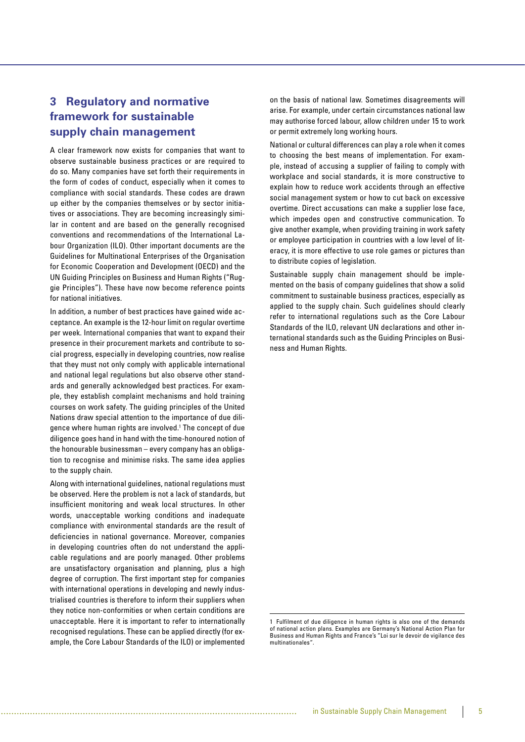## 3 Regulatory and normative framework for sustainable supply chain management

A clear framework now exists for companies that want to observe sustainable business practices or are required to do so. Many companies have set forth their requirements in the form of codes of conduct, especially when it comes to compliance with social standards. These codes are drawn up either by the companies themselves or by sector initiatives or associations. They are becoming increasingly similar in content and are based on the generally recognised conventions and recommendations of the International Labour Organization (ILO). Other important documents are the Guidelines for Multinational Enterprises of the Organisation for Economic Cooperation and Development (OECD) and the UN Guiding Principles on Business and Human Rights ("Ruggie Principles"). These have now become reference points for national initiatives.

In addition, a number of best practices have gained wide acceptance. An example is the 12-hour limit on regular overtime per week. International companies that want to expand their presence in their procurement markets and contribute to social progress, especially in developing countries, now realise that they must not only comply with applicable international and national legal regulations but also observe other standards and generally acknowledged best practices. For example, they establish complaint mechanisms and hold training courses on work safety. The guiding principles of the United Nations draw special attention to the importance of due diligence where human rights are involved.[1] The concept of due diligence goes hand in hand with the time-honoured notion of the honourable businessman – every company has an obligation to recognise and minimise risks. The same idea applies to the supply chain.

Along with international guidelines, national regulations must be observed. Here the problem is not a lack of standards, but insufficient monitoring and weak local structures. In other words, unacceptable working conditions and inadequate compliance with environmental standards are the result of deficiencies in national governance. Moreover, companies in developing countries often do not understand the applicable regulations and are poorly managed. Other problems are unsatisfactory organisation and planning, plus a high degree of corruption. The first important step for companies with international operations in developing and newly industrialised countries is therefore to inform their suppliers when they notice non-conformities or when certain conditions are unacceptable. Here it is important to refer to internationally recognised regulations. These can be applied directly (for example, the Core Labour Standards of the ILO) or implemented on the basis of national law. Sometimes disagreements will arise. For example, under certain circumstances national law may authorise forced labour, allow children under 15 to work or permit extremely long working hours.

National or cultural differences can play a role when it comes to choosing the best means of implementation. For example, instead of accusing a supplier of failing to comply with workplace and social standards, it is more constructive to explain how to reduce work accidents through an effective social management system or how to cut back on excessive overtime. Direct accusations can make a supplier lose face, which impedes open and constructive communication. To give another example, when providing training in work safety or employee participation in countries with a low level of literacy, it is more effective to use role games or pictures than to distribute copies of legislation.

Sustainable supply chain management should be implemented on the basis of company guidelines that show a solid commitment to sustainable business practices, especially as applied to the supply chain. Such guidelines should clearly refer to international regulations such as the Core Labour Standards of the ILO, relevant UN declarations and other international standards such as the Guiding Principles on Business and Human Rights.

---

[1] Fulfilment of due diligence in human rights is also one of the demands of national action plans. Examples are Germany's National Action Plan for Business and Human Rights and France's "Loi sur le devoir de vigilance des multinationales".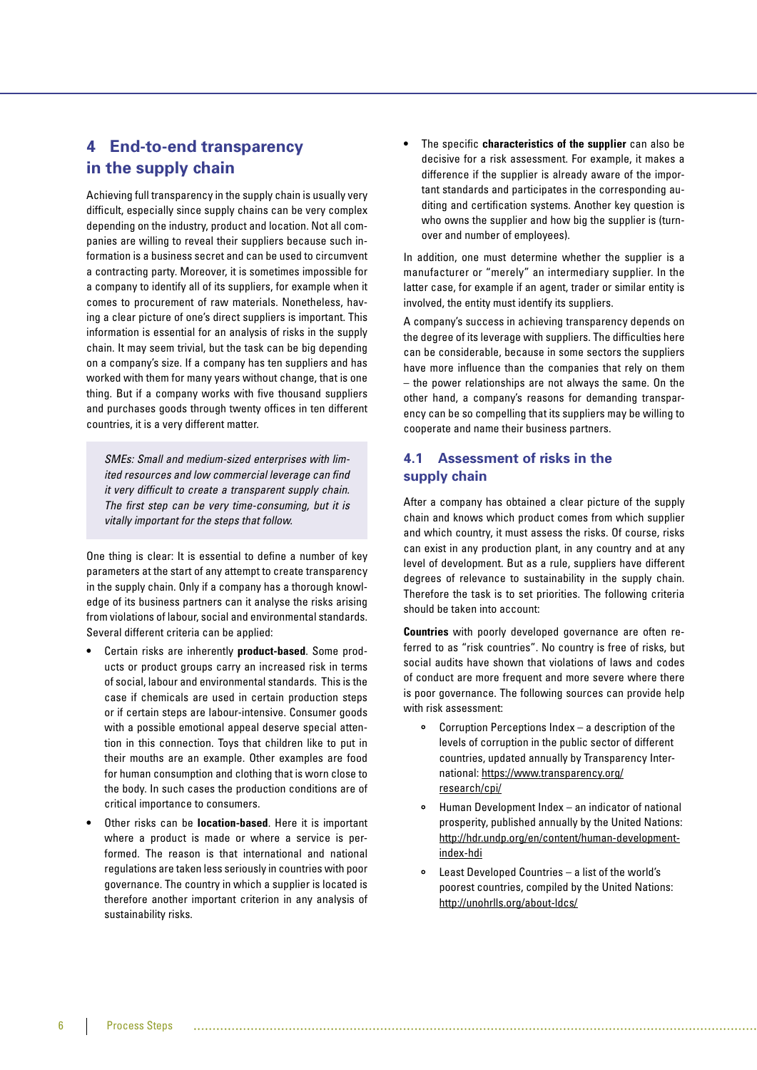## 4 End-to-end transparency in the supply chain

Achieving full transparency in the supply chain is usually very difficult, especially since supply chains can be very complex depending on the industry, product and location. Not all companies are willing to reveal their suppliers because such information is a business secret and can be used to circumvent a contracting party. Moreover, it is sometimes impossible for a company to identify all of its suppliers, for example when it comes to procurement of raw materials. Nonetheless, having a clear picture of one's direct suppliers is important. This information is essential for an analysis of risks in the supply chain. It may seem trivial, but the task can be big depending on a company's size. If a company has ten suppliers and has worked with them for many years without change, that is one thing. But if a company works with five thousand suppliers and purchases goods through twenty offices in ten different countries, it is a very different matter.

*SMEs: Small and medium-sized enterprises with limited resources and low commercial leverage can find it very difficult to create a transparent supply chain. The first step can be very time-consuming, but it is vitally important for the steps that follow.*

One thing is clear: It is essential to define a number of key parameters at the start of any attempt to create transparency in the supply chain. Only if a company has a thorough knowledge of its business partners can it analyse the risks arising from violations of labour, social and environmental standards. Several different criteria can be applied:

- Certain risks are inherently **product-based**. Some products or product groups carry an increased risk in terms of social, labour and environmental standards. This is the case if chemicals are used in certain production steps or if certain steps are labour-intensive. Consumer goods with a possible emotional appeal deserve special attention in this connection. Toys that children like to put in their mouths are an example. Other examples are food for human consumption and clothing that is worn close to the body. In such cases the production conditions are of critical importance to consumers.
- Other risks can be **location-based**. Here it is important where a product is made or where a service is performed. The reason is that international and national regulations are taken less seriously in countries with poor governance. The country in which a supplier is located is therefore another important criterion in any analysis of sustainability risks.
- The specific **characteristics of the supplier** can also be decisive for a risk assessment. For example, it makes a difference if the supplier is already aware of the important standards and participates in the corresponding auditing and certification systems. Another key question is who owns the supplier and how big the supplier is (turnover and number of employees).

In addition, one must determine whether the supplier is a manufacturer or "merely" an intermediary supplier. In the latter case, for example if an agent, trader or similar entity is involved, the entity must identify its suppliers.

A company's success in achieving transparency depends on the degree of its leverage with suppliers. The difficulties here can be considerable, because in some sectors the suppliers have more influence than the companies that rely on them – the power relationships are not always the same. On the other hand, a company's reasons for demanding transparency can be so compelling that its suppliers may be willing to cooperate and name their business partners.

### 4.1 Assessment of risks in the supply chain

After a company has obtained a clear picture of the supply chain and knows which product comes from which supplier and which country, it must assess the risks. Of course, risks can exist in any production plant, in any country and at any level of development. But as a rule, suppliers have different degrees of relevance to sustainability in the supply chain. Therefore the task is to set priorities. The following criteria should be taken into account:

**Countries** with poorly developed governance are often referred to as "risk countries". No country is free of risks, but social audits have shown that violations of laws and codes of conduct are more frequent and more severe where there is poor governance. The following sources can provide help with risk assessment:

- Corruption Perceptions Index – a description of the levels of corruption in the public sector of different countries, updated annually by Transparency International: https://www.transparency.org/research/cpi/
- Human Development Index – an indicator of national prosperity, published annually by the United Nations: http://hdr.undp.org/en/content/human-development-index-hdi
- Least Developed Countries – a list of the world's poorest countries, compiled by the United Nations: http://unohrlls.org/about-ldcs/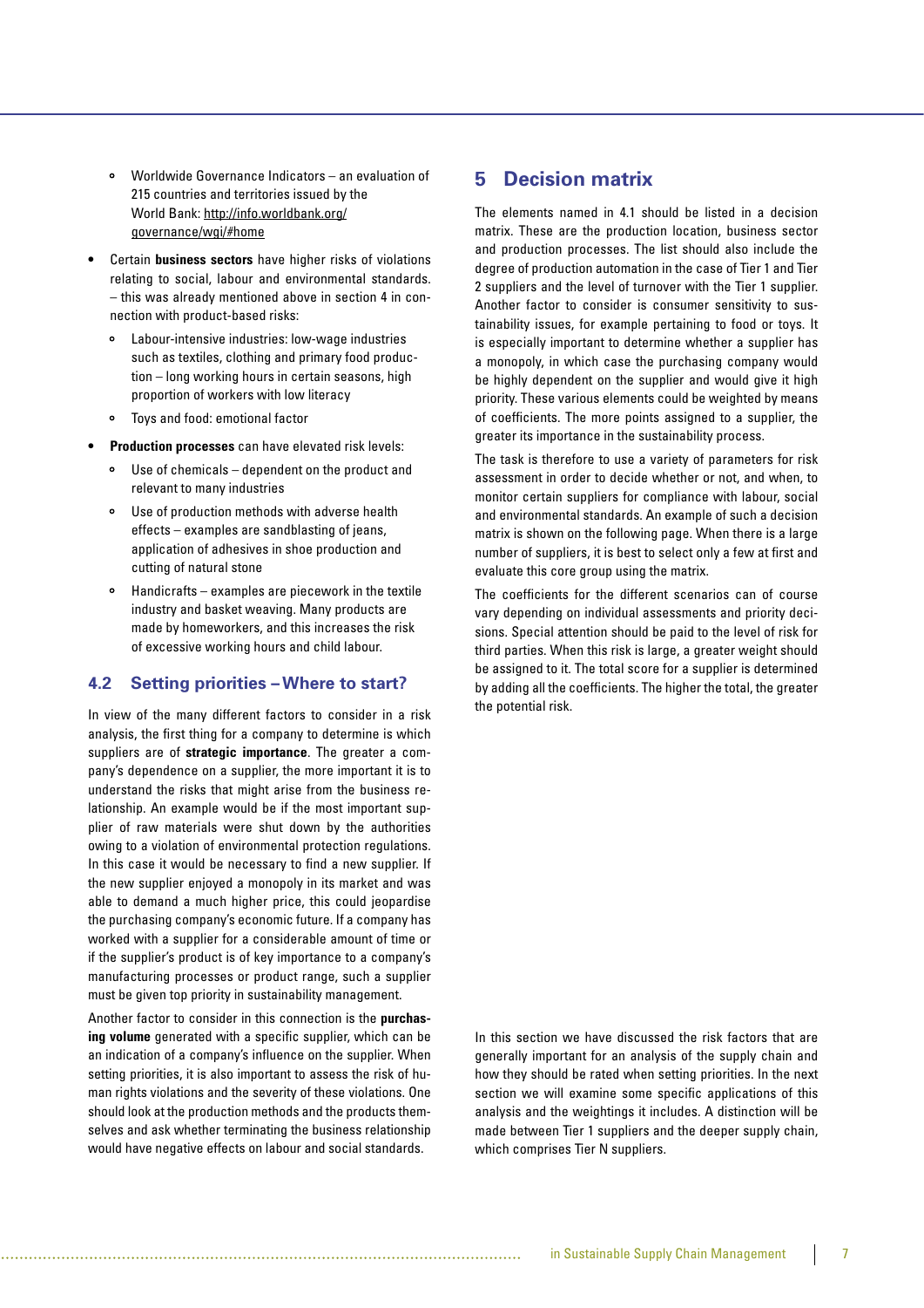- Worldwide Governance Indicators – an evaluation of 215 countries and territories issued by the World Bank: http://info.worldbank.org/governance/wgi/#home

- Certain **business sectors** have higher risks of violations relating to social, labour and environmental standards. – this was already mentioned above in section 4 in connection with product-based risks:
  - Labour-intensive industries: low-wage industries such as textiles, clothing and primary food production – long working hours in certain seasons, high proportion of workers with low literacy
  - Toys and food: emotional factor

- **Production processes** can have elevated risk levels:
  - Use of chemicals – dependent on the product and relevant to many industries
  - Use of production methods with adverse health effects – examples are sandblasting of jeans, application of adhesives in shoe production and cutting of natural stone
  - Handicrafts – examples are piecework in the textile industry and basket weaving. Many products are made by homeworkers, and this increases the risk of excessive working hours and child labour.

### 4.2 Setting priorities – Where to start?

In view of the many different factors to consider in a risk analysis, the first thing for a company to determine is which suppliers are of **strategic importance**. The greater a company's dependence on a supplier, the more important it is to understand the risks that might arise from the business relationship. An example would be if the most important supplier of raw materials were shut down by the authorities owing to a violation of environmental protection regulations. In this case it would be necessary to find a new supplier. If the new supplier enjoyed a monopoly in its market and was able to demand a much higher price, this could jeopardise the purchasing company's economic future. If a company has worked with a supplier for a considerable amount of time or if the supplier's product is of key importance to a company's manufacturing processes or product range, such a supplier must be given top priority in sustainability management.

Another factor to consider in this connection is the **purchasing volume** generated with a specific supplier, which can be an indication of a company's influence on the supplier. When setting priorities, it is also important to assess the risk of human rights violations and the severity of these violations. One should look at the production methods and the products themselves and ask whether terminating the business relationship would have negative effects on labour and social standards.

## 5 Decision matrix

The elements named in 4.1 should be listed in a decision matrix. These are the production location, business sector and production processes. The list should also include the degree of production automation in the case of Tier 1 and Tier 2 suppliers and the level of turnover with the Tier 1 supplier. Another factor to consider is consumer sensitivity to sustainability issues, for example pertaining to food or toys. It is especially important to determine whether a supplier has a monopoly, in which case the purchasing company would be highly dependent on the supplier and would give it high priority. These various elements could be weighted by means of coefficients. The more points assigned to a supplier, the greater its importance in the sustainability process.

The task is therefore to use a variety of parameters for risk assessment in order to decide whether or not, and when, to monitor certain suppliers for compliance with labour, social and environmental standards. An example of such a decision matrix is shown on the following page. When there is a large number of suppliers, it is best to select only a few at first and evaluate this core group using the matrix.

The coefficients for the different scenarios can of course vary depending on individual assessments and priority decisions. Special attention should be paid to the level of risk for third parties. When this risk is large, a greater weight should be assigned to it. The total score for a supplier is determined by adding all the coefficients. The higher the total, the greater the potential risk.

In this section we have discussed the risk factors that are generally important for an analysis of the supply chain and how they should be rated when setting priorities. In the next section we will examine some specific applications of this analysis and the weightings it includes. A distinction will be made between Tier 1 suppliers and the deeper supply chain, which comprises Tier N suppliers.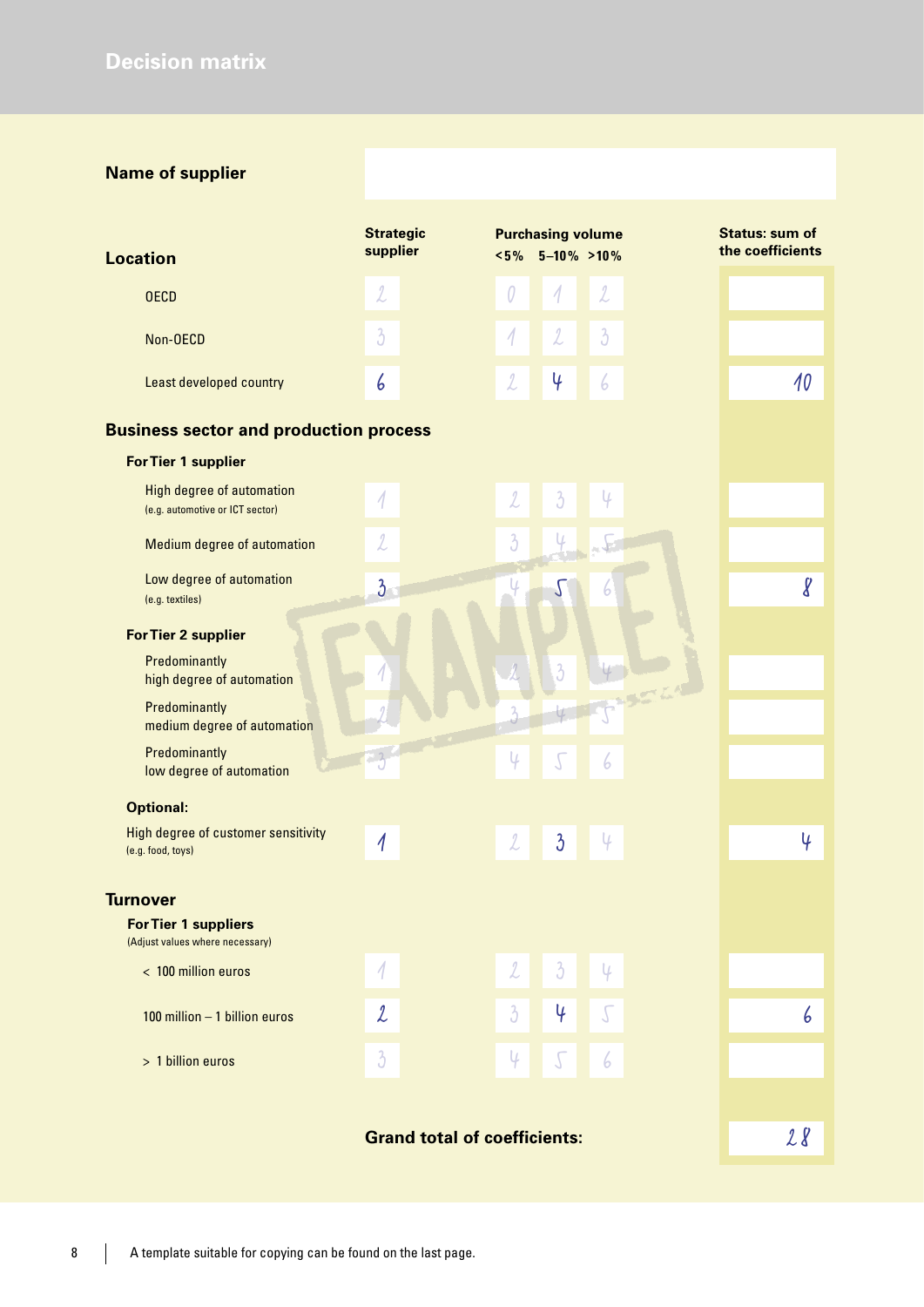# Decision matrix

| **Name of supplier** | | | | | |
|---|---|---|---|---|---|

| **Location** | **Strategic supplier** | **Purchasing volume <5%** | **5–10%** | **>10%** | **Status: sum of the coefficients** |
|---|---|---|---|---|---|
| OECD | 2 | 0 | 1 | 2 | |
| Non-OECD | 3 | 1 | 2 | 3 | |
| Least developed country | 6 | 2 | 4 | 6 | 10 |
| **Business sector and production process** | | | | | |
| **For Tier 1 supplier** | | | | | |
| High degree of automation (e.g. automotive or ICT sector) | 1 | 2 | 3 | 4 | |
| Medium degree of automation | 2 | 3 | 4 | 5 | |
| Low degree of automation (e.g. textiles) | 3 | 4 | 5 | 6 | 8 |
| **For Tier 2 supplier** | | | | | |
| Predominantly high degree of automation | 1 | 2 | 3 | 4 | |
| Predominantly medium degree of automation | 2 | 3 | 4 | 5 | |
| Predominantly low degree of automation | 3 | 4 | 5 | 6 | |
| **Optional:** | | | | | |
| High degree of customer sensitivity (e.g. food, toys) | 1 | 2 | 3 | 4 | 4 |
| **Turnover** | | | | | |
| **For Tier 1 suppliers** (Adjust values where necessary) | | | | | |
| < 100 million euros | 1 | 2 | 3 | 4 | |
| 100 million – 1 billion euros | 2 | 3 | 4 | 5 | 6 |
| > 1 billion euros | 3 | 4 | 5 | 6 | |
| | **Grand total of coefficients:** | | | | 28 |

EXAMPLE

A template suitable for copying can be found on the last page.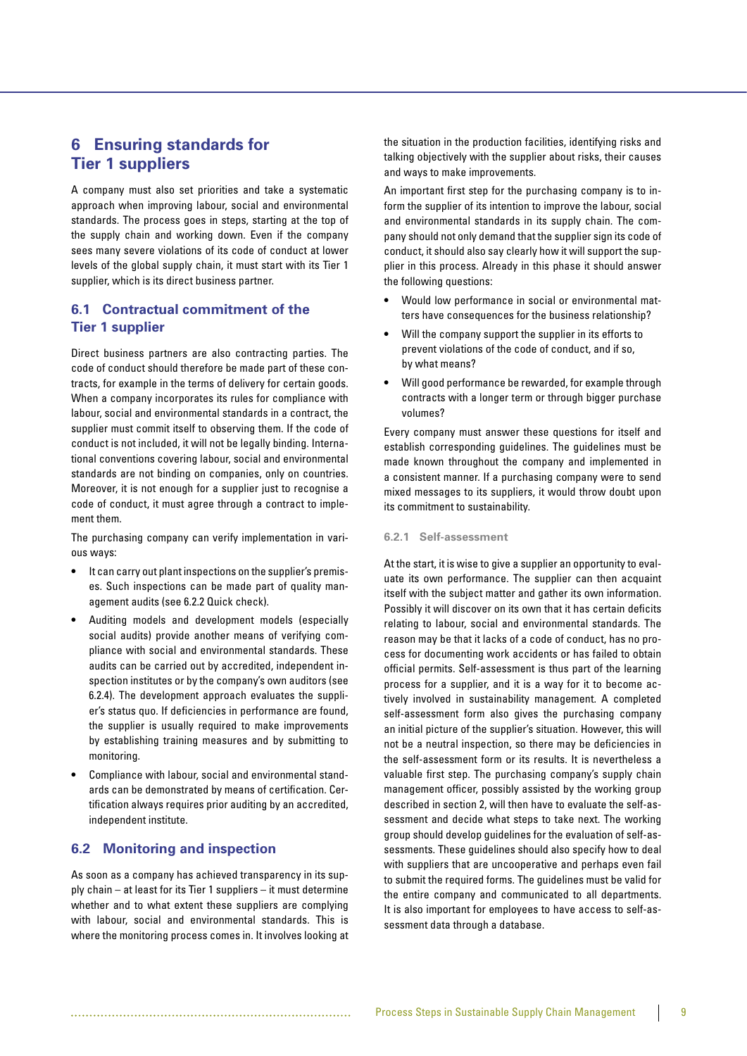# 6 Ensuring standards for Tier 1 suppliers

A company must also set priorities and take a systematic approach when improving labour, social and environmental standards. The process goes in steps, starting at the top of the supply chain and working down. Even if the company sees many severe violations of its code of conduct at lower levels of the global supply chain, it must start with its Tier 1 supplier, which is its direct business partner.

## 6.1 Contractual commitment of the Tier 1 supplier

Direct business partners are also contracting parties. The code of conduct should therefore be made part of these contracts, for example in the terms of delivery for certain goods. When a company incorporates its rules for compliance with labour, social and environmental standards in a contract, the supplier must commit itself to observing them. If the code of conduct is not included, it will not be legally binding. International conventions covering labour, social and environmental standards are not binding on companies, only on countries. Moreover, it is not enough for a supplier just to recognise a code of conduct, it must agree through a contract to implement them.

The purchasing company can verify implementation in various ways:

- It can carry out plant inspections on the supplier's premises. Such inspections can be made part of quality management audits (see 6.2.2 Quick check).
- Auditing models and development models (especially social audits) provide another means of verifying compliance with social and environmental standards. These audits can be carried out by accredited, independent inspection institutes or by the company's own auditors (see 6.2.4). The development approach evaluates the supplier's status quo. If deficiencies in performance are found, the supplier is usually required to make improvements by establishing training measures and by submitting to monitoring.
- Compliance with labour, social and environmental standards can be demonstrated by means of certification. Certification always requires prior auditing by an accredited, independent institute.

## 6.2 Monitoring and inspection

As soon as a company has achieved transparency in its supply chain – at least for its Tier 1 suppliers – it must determine whether and to what extent these suppliers are complying with labour, social and environmental standards. This is where the monitoring process comes in. It involves looking at the situation in the production facilities, identifying risks and talking objectively with the supplier about risks, their causes and ways to make improvements.

An important first step for the purchasing company is to inform the supplier of its intention to improve the labour, social and environmental standards in its supply chain. The company should not only demand that the supplier sign its code of conduct, it should also say clearly how it will support the supplier in this process. Already in this phase it should answer the following questions:

- Would low performance in social or environmental matters have consequences for the business relationship?
- Will the company support the supplier in its efforts to prevent violations of the code of conduct, and if so, by what means?
- Will good performance be rewarded, for example through contracts with a longer term or through bigger purchase volumes?

Every company must answer these questions for itself and establish corresponding guidelines. The guidelines must be made known throughout the company and implemented in a consistent manner. If a purchasing company were to send mixed messages to its suppliers, it would throw doubt upon its commitment to sustainability.

### 6.2.1 Self-assessment

At the start, it is wise to give a supplier an opportunity to evaluate its own performance. The supplier can then acquaint itself with the subject matter and gather its own information. Possibly it will discover on its own that it has certain deficits relating to labour, social and environmental standards. The reason may be that it lacks of a code of conduct, has no process for documenting work accidents or has failed to obtain official permits. Self-assessment is thus part of the learning process for a supplier, and it is a way for it to become actively involved in sustainability management. A completed self-assessment form also gives the purchasing company an initial picture of the supplier's situation. However, this will not be a neutral inspection, so there may be deficiencies in the self-assessment form or its results. It is nevertheless a valuable first step. The purchasing company's supply chain management officer, possibly assisted by the working group described in section 2, will then have to evaluate the self-assessment and decide what steps to take next. The working group should develop guidelines for the evaluation of self-assessments. These guidelines should also specify how to deal with suppliers that are uncooperative and perhaps even fail to submit the required forms. The guidelines must be valid for the entire company and communicated to all departments. It is also important for employees to have access to self-assessment data through a database.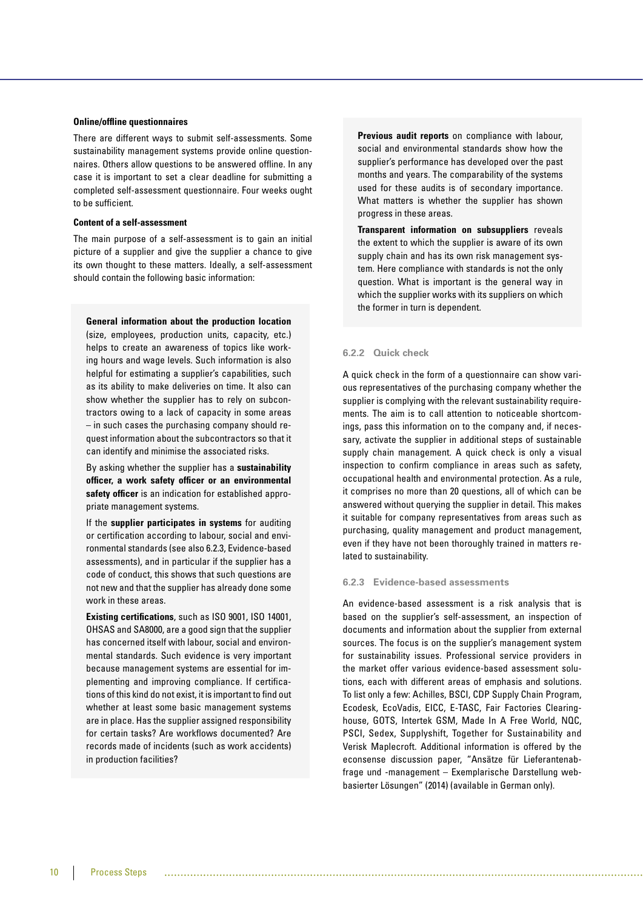**Online/offline questionnaires**

There are different ways to submit self-assessments. Some sustainability management systems provide online questionnaires. Others allow questions to be answered offline. In any case it is important to set a clear deadline for submitting a completed self-assessment questionnaire. Four weeks ought to be sufficient.

**Content of a self-assessment**

The main purpose of a self-assessment is to gain an initial picture of a supplier and give the supplier a chance to give its own thought to these matters. Ideally, a self-assessment should contain the following basic information:

**General information about the production location** (size, employees, production units, capacity, etc.) helps to create an awareness of topics like working hours and wage levels. Such information is also helpful for estimating a supplier's capabilities, such as its ability to make deliveries on time. It also can show whether the supplier has to rely on subcontractors owing to a lack of capacity in some areas – in such cases the purchasing company should request information about the subcontractors so that it can identify and minimise the associated risks.

By asking whether the supplier has a **sustainability officer, a work safety officer or an environmental safety officer** is an indication for established appropriate management systems.

If the **supplier participates in systems** for auditing or certification according to labour, social and environmental standards (see also 6.2.3, Evidence-based assessments), and in particular if the supplier has a code of conduct, this shows that such questions are not new and that the supplier has already done some work in these areas.

**Existing certifications**, such as ISO 9001, ISO 14001, OHSAS and SA8000, are a good sign that the supplier has concerned itself with labour, social and environmental standards. Such evidence is very important because management systems are essential for implementing and improving compliance. If certifications of this kind do not exist, it is important to find out whether at least some basic management systems are in place. Has the supplier assigned responsibility for certain tasks? Are workflows documented? Are records made of incidents (such as work accidents) in production facilities?

**Previous audit reports** on compliance with labour, social and environmental standards show how the supplier's performance has developed over the past months and years. The comparability of the systems used for these audits is of secondary importance. What matters is whether the supplier has shown progress in these areas.

**Transparent information on subsuppliers** reveals the extent to which the supplier is aware of its own supply chain and has its own risk management system. Here compliance with standards is not the only question. What is important is the general way in which the supplier works with its suppliers on which the former in turn is dependent.

### 6.2.2 Quick check

A quick check in the form of a questionnaire can show various representatives of the purchasing company whether the supplier is complying with the relevant sustainability requirements. The aim is to call attention to noticeable shortcomings, pass this information on to the company and, if necessary, activate the supplier in additional steps of sustainable supply chain management. A quick check is only a visual inspection to confirm compliance in areas such as safety, occupational health and environmental protection. As a rule, it comprises no more than 20 questions, all of which can be answered without querying the supplier in detail. This makes it suitable for company representatives from areas such as purchasing, quality management and product management, even if they have not been thoroughly trained in matters related to sustainability.

### 6.2.3 Evidence-based assessments

An evidence-based assessment is a risk analysis that is based on the supplier's self-assessment, an inspection of documents and information about the supplier from external sources. The focus is on the supplier's management system for sustainability issues. Professional service providers in the market offer various evidence-based assessment solutions, each with different areas of emphasis and solutions. To list only a few: Achilles, BSCI, CDP Supply Chain Program, Ecodesk, EcoVadis, EICC, E-TASC, Fair Factories Clearinghouse, GOTS, Intertek GSM, Made In A Free World, NQC, PSCI, Sedex, Supplyshift, Together for Sustainability and Verisk Maplecroft. Additional information is offered by the econsense discussion paper, "Ansätze für Lieferantenabfrage und -management – Exemplarische Darstellung webbasierter Lösungen" (2014) (available in German only).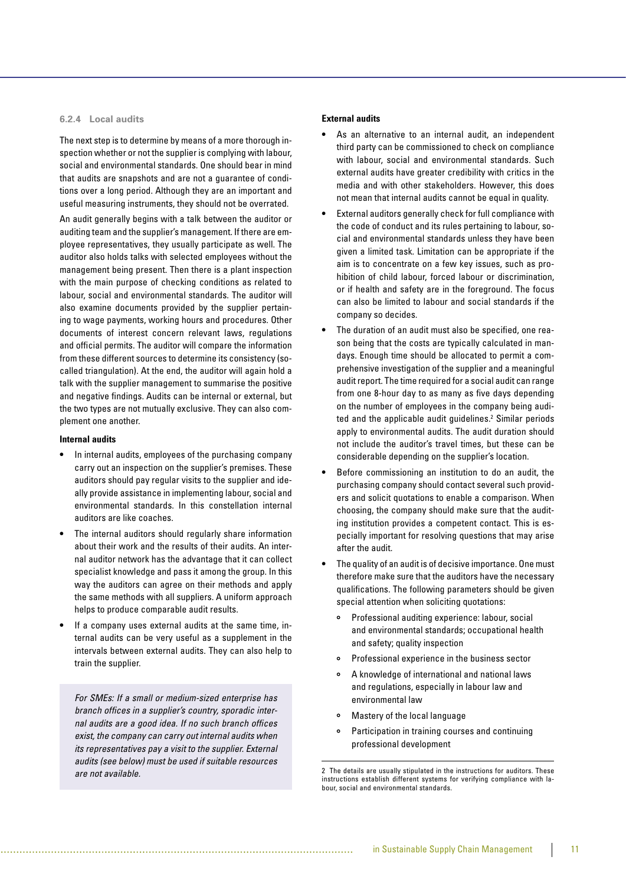### 6.2.4 Local audits

The next step is to determine by means of a more thorough inspection whether or not the supplier is complying with labour, social and environmental standards. One should bear in mind that audits are snapshots and are not a guarantee of conditions over a long period. Although they are an important and useful measuring instruments, they should not be overrated.

An audit generally begins with a talk between the auditor or auditing team and the supplier's management. If there are employee representatives, they usually participate as well. The auditor also holds talks with selected employees without the management being present. Then there is a plant inspection with the main purpose of checking conditions as related to labour, social and environmental standards. The auditor will also examine documents provided by the supplier pertaining to wage payments, working hours and procedures. Other documents of interest concern relevant laws, regulations and official permits. The auditor will compare the information from these different sources to determine its consistency (so-called triangulation). At the end, the auditor will again hold a talk with the supplier management to summarise the positive and negative findings. Audits can be internal or external, but the two types are not mutually exclusive. They can also complement one another.

**Internal audits**

- In internal audits, employees of the purchasing company carry out an inspection on the supplier's premises. These auditors should pay regular visits to the supplier and ideally provide assistance in implementing labour, social and environmental standards. In this constellation internal auditors are like coaches.
- The internal auditors should regularly share information about their work and the results of their audits. An internal auditor network has the advantage that it can collect specialist knowledge and pass it among the group. In this way the auditors can agree on their methods and apply the same methods with all suppliers. A uniform approach helps to produce comparable audit results.
- If a company uses external audits at the same time, internal audits can be very useful as a supplement in the intervals between external audits. They can also help to train the supplier.

*For SMEs: If a small or medium-sized enterprise has branch offices in a supplier's country, sporadic internal audits are a good idea. If no such branch offices exist, the company can carry out internal audits when its representatives pay a visit to the supplier. External audits (see below) must be used if suitable resources are not available.*

**External audits**

- As an alternative to an internal audit, an independent third party can be commissioned to check on compliance with labour, social and environmental standards. Such external audits have greater credibility with critics in the media and with other stakeholders. However, this does not mean that internal audits cannot be equal in quality.
- External auditors generally check for full compliance with the code of conduct and its rules pertaining to labour, social and environmental standards unless they have been given a limited task. Limitation can be appropriate if the aim is to concentrate on a few key issues, such as prohibition of child labour, forced labour or discrimination, or if health and safety are in the foreground. The focus can also be limited to labour and social standards if the company so decides.
- The duration of an audit must also be specified, one reason being that the costs are typically calculated in man-days. Enough time should be allocated to permit a comprehensive investigation of the supplier and a meaningful audit report. The time required for a social audit can range from one 8-hour day to as many as five days depending on the number of employees in the company being audited and the applicable audit guidelines.[2] Similar periods apply to environmental audits. The audit duration should not include the auditor's travel times, but these can be considerable depending on the supplier's location.
- Before commissioning an institution to do an audit, the purchasing company should contact several such providers and solicit quotations to enable a comparison. When choosing, the company should make sure that the auditing institution provides a competent contact. This is especially important for resolving questions that may arise after the audit.
- The quality of an audit is of decisive importance. One must therefore make sure that the auditors have the necessary qualifications. The following parameters should be given special attention when soliciting quotations:
  - Professional auditing experience: labour, social and environmental standards; occupational health and safety; quality inspection
  - Professional experience in the business sector
  - A knowledge of international and national laws and regulations, especially in labour law and environmental law
  - Mastery of the local language
  - Participation in training courses and continuing professional development

2 The details are usually stipulated in the instructions for auditors. These instructions establish different systems for verifying compliance with labour, social and environmental standards.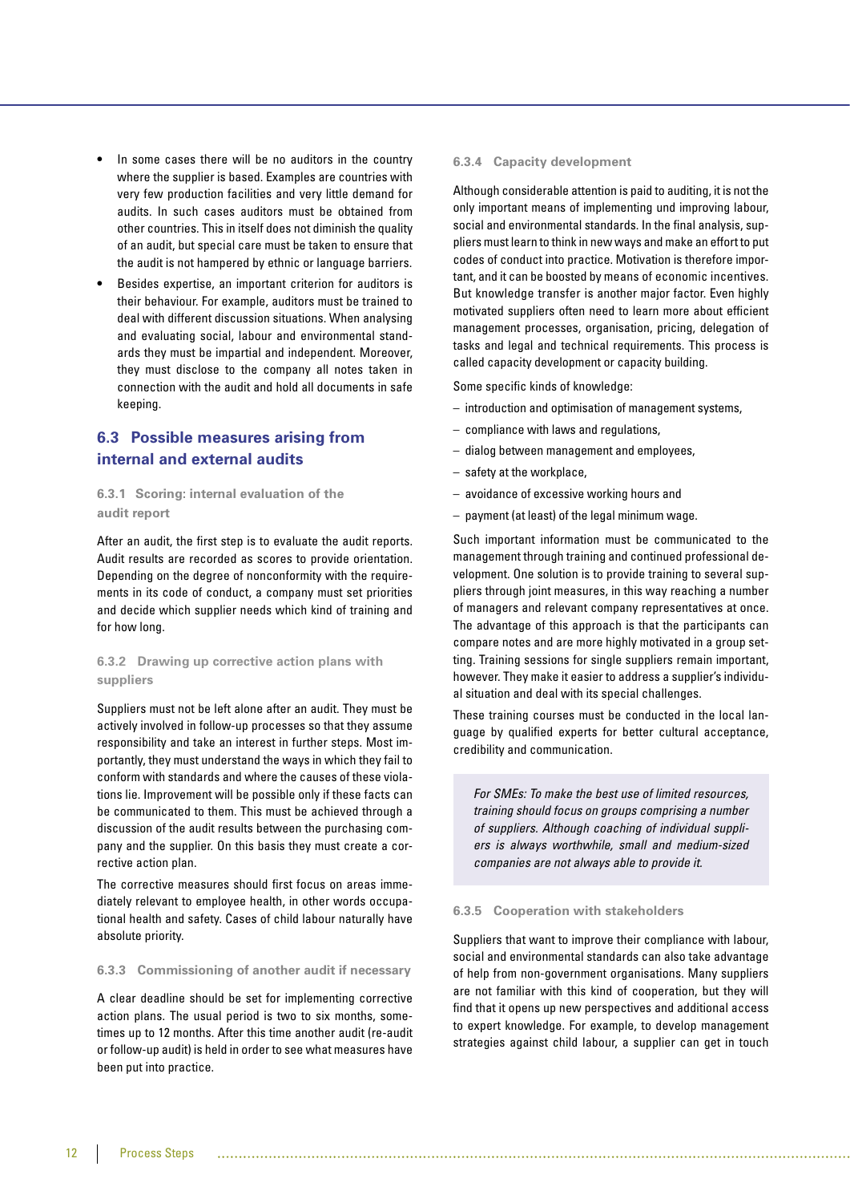- In some cases there will be no auditors in the country where the supplier is based. Examples are countries with very few production facilities and very little demand for audits. In such cases auditors must be obtained from other countries. This in itself does not diminish the quality of an audit, but special care must be taken to ensure that the audit is not hampered by ethnic or language barriers.
- Besides expertise, an important criterion for auditors is their behaviour. For example, auditors must be trained to deal with different discussion situations. When analysing and evaluating social, labour and environmental standards they must be impartial and independent. Moreover, they must disclose to the company all notes taken in connection with the audit and hold all documents in safe keeping.

## 6.3 Possible measures arising from internal and external audits

### 6.3.1 Scoring: internal evaluation of the audit report

After an audit, the first step is to evaluate the audit reports. Audit results are recorded as scores to provide orientation. Depending on the degree of nonconformity with the requirements in its code of conduct, a company must set priorities and decide which supplier needs which kind of training and for how long.

### 6.3.2 Drawing up corrective action plans with suppliers

Suppliers must not be left alone after an audit. They must be actively involved in follow-up processes so that they assume responsibility and take an interest in further steps. Most importantly, they must understand the ways in which they fail to conform with standards and where the causes of these violations lie. Improvement will be possible only if these facts can be communicated to them. This must be achieved through a discussion of the audit results between the purchasing company and the supplier. On this basis they must create a corrective action plan.

The corrective measures should first focus on areas immediately relevant to employee health, in other words occupational health and safety. Cases of child labour naturally have absolute priority.

### 6.3.3 Commissioning of another audit if necessary

A clear deadline should be set for implementing corrective action plans. The usual period is two to six months, sometimes up to 12 months. After this time another audit (re-audit or follow-up audit) is held in order to see what measures have been put into practice.

### 6.3.4 Capacity development

Although considerable attention is paid to auditing, it is not the only important means of implementing und improving labour, social and environmental standards. In the final analysis, suppliers must learn to think in new ways and make an effort to put codes of conduct into practice. Motivation is therefore important, and it can be boosted by means of economic incentives. But knowledge transfer is another major factor. Even highly motivated suppliers often need to learn more about efficient management processes, organisation, pricing, delegation of tasks and legal and technical requirements. This process is called capacity development or capacity building.

Some specific kinds of knowledge:

- introduction and optimisation of management systems,
- compliance with laws and regulations,
- dialog between management and employees,
- safety at the workplace,
- avoidance of excessive working hours and
- payment (at least) of the legal minimum wage.

Such important information must be communicated to the management through training and continued professional development. One solution is to provide training to several suppliers through joint measures, in this way reaching a number of managers and relevant company representatives at once. The advantage of this approach is that the participants can compare notes and are more highly motivated in a group setting. Training sessions for single suppliers remain important, however. They make it easier to address a supplier's individual situation and deal with its special challenges.

These training courses must be conducted in the local language by qualified experts for better cultural acceptance, credibility and communication.

> *For SMEs: To make the best use of limited resources, training should focus on groups comprising a number of suppliers. Although coaching of individual suppliers is always worthwhile, small and medium-sized companies are not always able to provide it.*

### 6.3.5 Cooperation with stakeholders

Suppliers that want to improve their compliance with labour, social and environmental standards can also take advantage of help from non-government organisations. Many suppliers are not familiar with this kind of cooperation, but they will find that it opens up new perspectives and additional access to expert knowledge. For example, to develop management strategies against child labour, a supplier can get in touch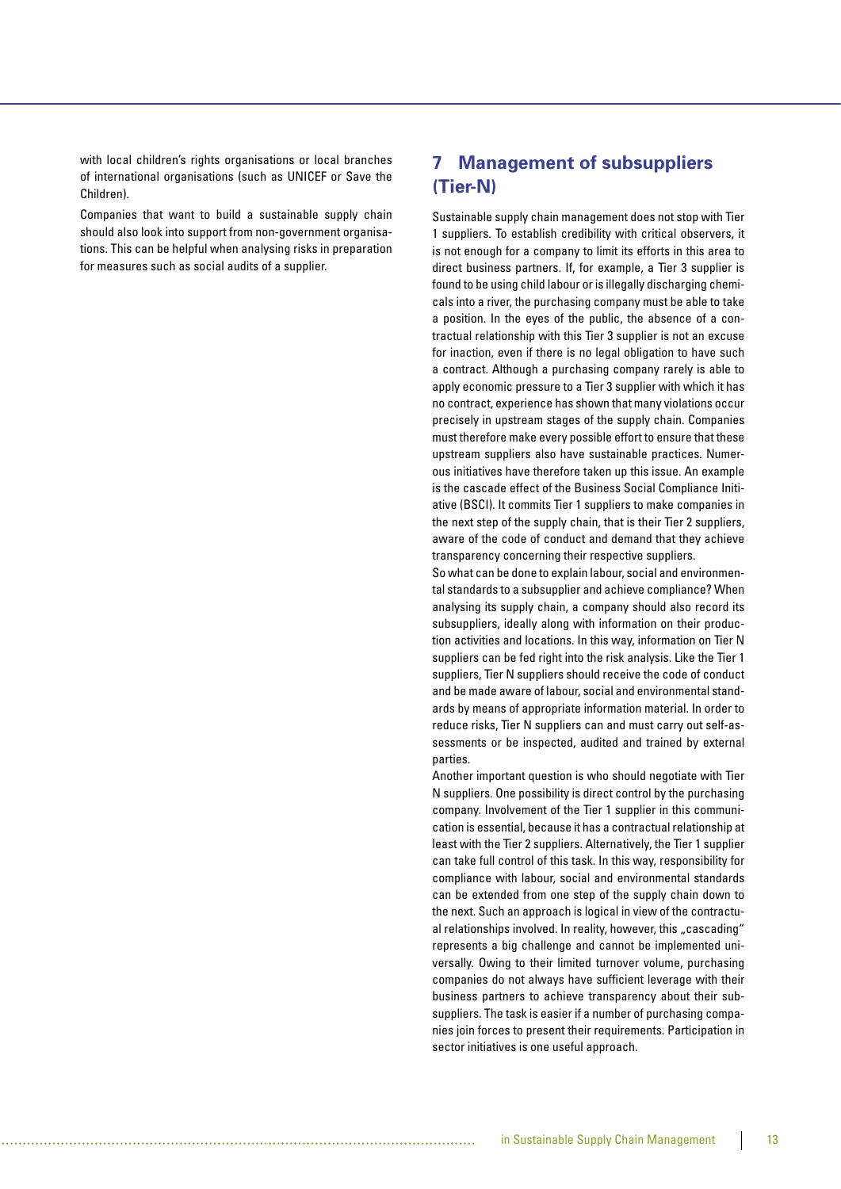with local children's rights organisations or local branches of international organisations (such as UNICEF or Save the Children).

Companies that want to build a sustainable supply chain should also look into support from non-government organisations. This can be helpful when analysing risks in preparation for measures such as social audits of a supplier.

## 7 Management of subsuppliers (Tier-N)

Sustainable supply chain management does not stop with Tier 1 suppliers. To establish credibility with critical observers, it is not enough for a company to limit its efforts in this area to direct business partners. If, for example, a Tier 3 supplier is found to be using child labour or is illegally discharging chemicals into a river, the purchasing company must be able to take a position. In the eyes of the public, the absence of a contractual relationship with this Tier 3 supplier is not an excuse for inaction, even if there is no legal obligation to have such a contract. Although a purchasing company rarely is able to apply economic pressure to a Tier 3 supplier with which it has no contract, experience has shown that many violations occur precisely in upstream stages of the supply chain. Companies must therefore make every possible effort to ensure that these upstream suppliers also have sustainable practices. Numerous initiatives have therefore taken up this issue. An example is the cascade effect of the Business Social Compliance Initiative (BSCI). It commits Tier 1 suppliers to make companies in the next step of the supply chain, that is their Tier 2 suppliers, aware of the code of conduct and demand that they achieve transparency concerning their respective suppliers.

So what can be done to explain labour, social and environmental standards to a subsupplier and achieve compliance? When analysing its supply chain, a company should also record its subsuppliers, ideally along with information on their production activities and locations. In this way, information on Tier N suppliers can be fed right into the risk analysis. Like the Tier 1 suppliers, Tier N suppliers should receive the code of conduct and be made aware of labour, social and environmental standards by means of appropriate information material. In order to reduce risks, Tier N suppliers can and must carry out self-assessments or be inspected, audited and trained by external parties.

Another important question is who should negotiate with Tier N suppliers. One possibility is direct control by the purchasing company. Involvement of the Tier 1 supplier in this communication is essential, because it has a contractual relationship at least with the Tier 2 suppliers. Alternatively, the Tier 1 supplier can take full control of this task. In this way, responsibility for compliance with labour, social and environmental standards can be extended from one step of the supply chain down to the next. Such an approach is logical in view of the contractual relationships involved. In reality, however, this „cascading" represents a big challenge and cannot be implemented universally. Owing to their limited turnover volume, purchasing companies do not always have sufficient leverage with their business partners to achieve transparency about their subsuppliers. The task is easier if a number of purchasing companies join forces to present their requirements. Participation in sector initiatives is one useful approach.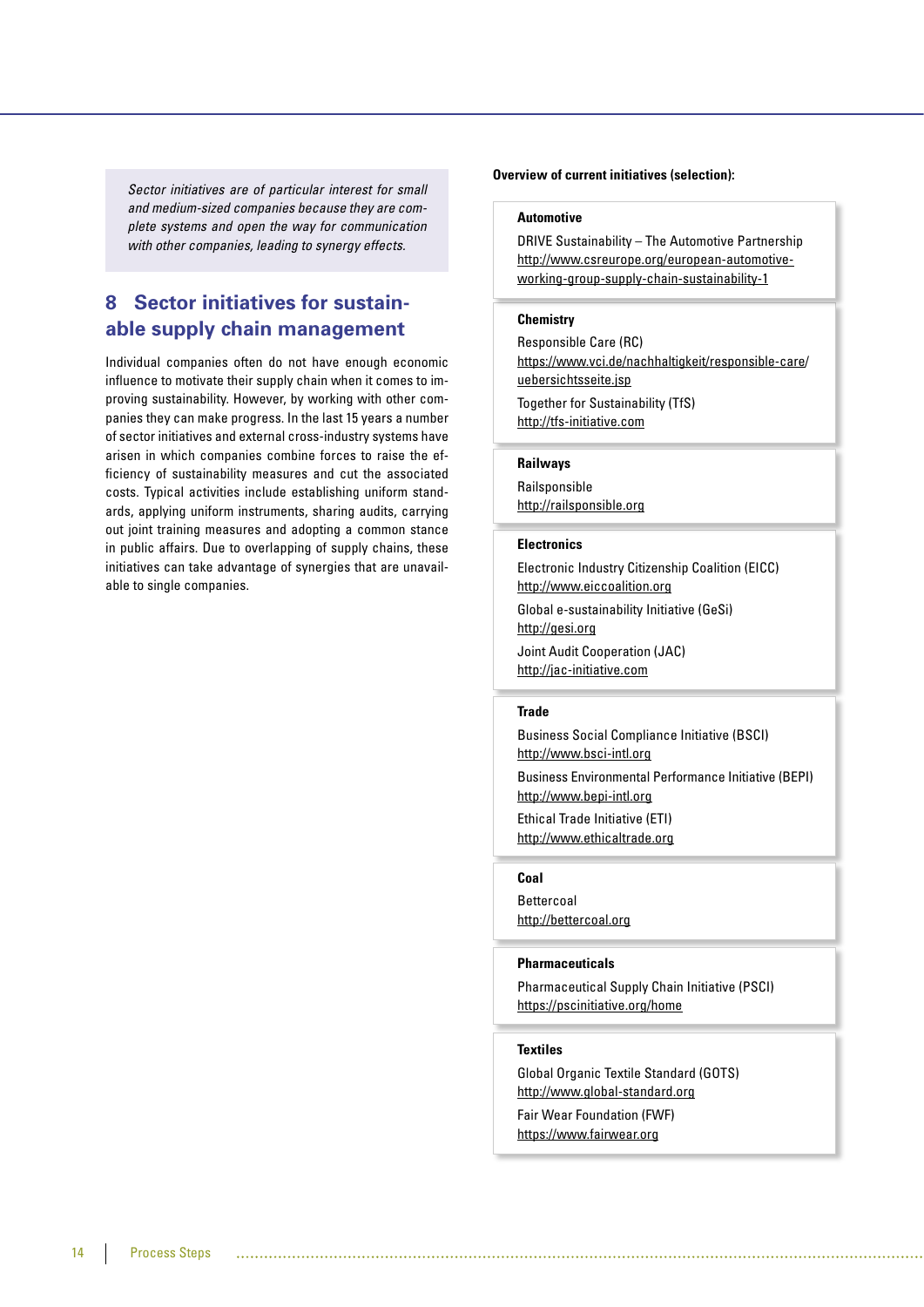*Sector initiatives are of particular interest for small and medium-sized companies because they are complete systems and open the way for communication with other companies, leading to synergy effects.*

## 8 Sector initiatives for sustainable supply chain management

Individual companies often do not have enough economic influence to motivate their supply chain when it comes to improving sustainability. However, by working with other companies they can make progress. In the last 15 years a number of sector initiatives and external cross-industry systems have arisen in which companies combine forces to raise the efficiency of sustainability measures and cut the associated costs. Typical activities include establishing uniform standards, applying uniform instruments, sharing audits, carrying out joint training measures and adopting a common stance in public affairs. Due to overlapping of supply chains, these initiatives can take advantage of synergies that are unavailable to single companies.

**Overview of current initiatives (selection):**

**Automotive**

DRIVE Sustainability – The Automotive Partnership
http://www.csreurope.org/european-automotive-working-group-supply-chain-sustainability-1

**Chemistry**

Responsible Care (RC)
https://www.vci.de/nachhaltigkeit/responsible-care/uebersichtsseite.jsp

Together for Sustainability (TfS)
http://tfs-initiative.com

**Railways**

Railsponsible
http://railsponsible.org

**Electronics**

Electronic Industry Citizenship Coalition (EICC)
http://www.eiccoalition.org

Global e-sustainability Initiative (GeSi)
http://gesi.org

Joint Audit Cooperation (JAC)
http://jac-initiative.com

**Trade**

Business Social Compliance Initiative (BSCI)
http://www.bsci-intl.org

Business Environmental Performance Initiative (BEPI)
http://www.bepi-intl.org

Ethical Trade Initiative (ETI)
http://www.ethicaltrade.org

**Coal**

Bettercoal
http://bettercoal.org

**Pharmaceuticals**

Pharmaceutical Supply Chain Initiative (PSCI)
https://pscinitiative.org/home

**Textiles**

Global Organic Textile Standard (GOTS)
http://www.global-standard.org

Fair Wear Foundation (FWF)
https://www.fairwear.org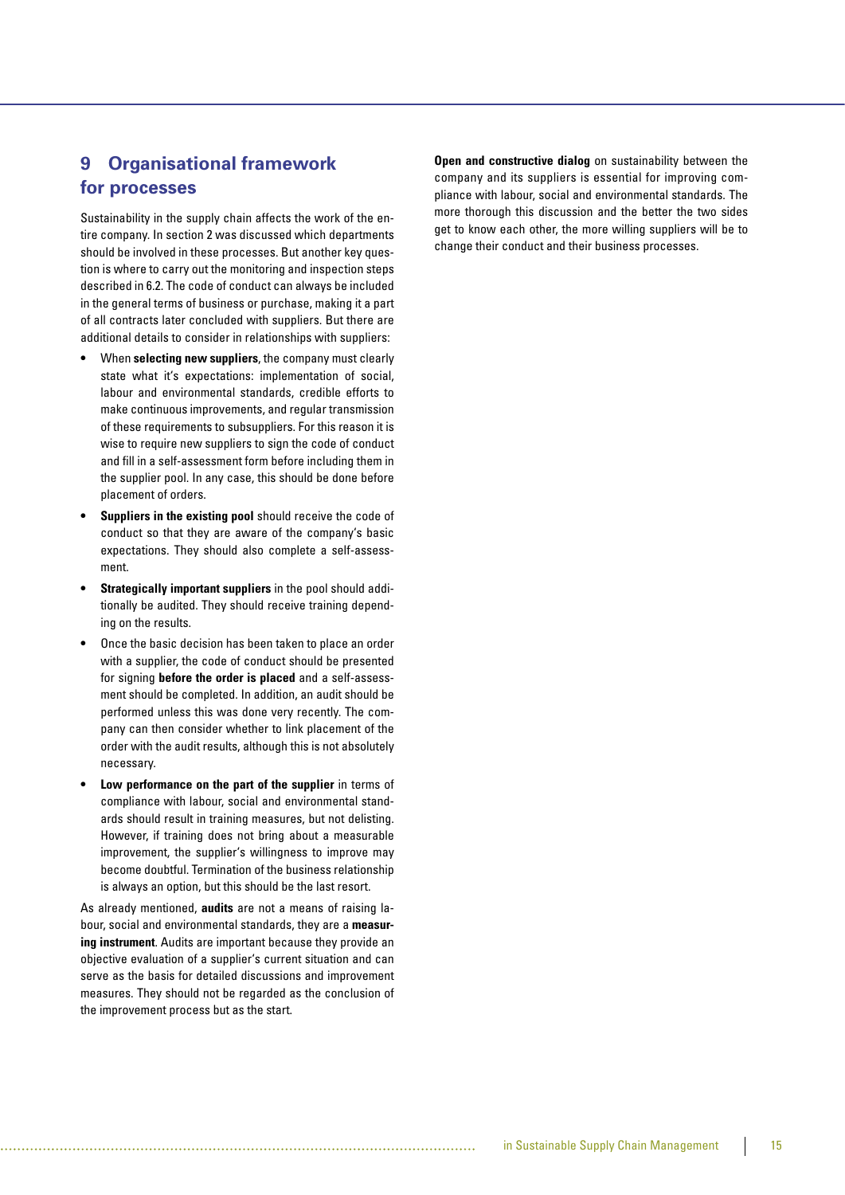## 9 Organisational framework for processes

Sustainability in the supply chain affects the work of the entire company. In section 2 was discussed which departments should be involved in these processes. But another key question is where to carry out the monitoring and inspection steps described in 6.2. The code of conduct can always be included in the general terms of business or purchase, making it a part of all contracts later concluded with suppliers. But there are additional details to consider in relationships with suppliers:

- When **selecting new suppliers**, the company must clearly state what it's expectations: implementation of social, labour and environmental standards, credible efforts to make continuous improvements, and regular transmission of these requirements to subsuppliers. For this reason it is wise to require new suppliers to sign the code of conduct and fill in a self-assessment form before including them in the supplier pool. In any case, this should be done before placement of orders.
- **Suppliers in the existing pool** should receive the code of conduct so that they are aware of the company's basic expectations. They should also complete a self-assessment.
- **Strategically important suppliers** in the pool should additionally be audited. They should receive training depending on the results.
- Once the basic decision has been taken to place an order with a supplier, the code of conduct should be presented for signing **before the order is placed** and a self-assessment should be completed. In addition, an audit should be performed unless this was done very recently. The company can then consider whether to link placement of the order with the audit results, although this is not absolutely necessary.
- **Low performance on the part of the supplier** in terms of compliance with labour, social and environmental standards should result in training measures, but not delisting. However, if training does not bring about a measurable improvement, the supplier's willingness to improve may become doubtful. Termination of the business relationship is always an option, but this should be the last resort.

As already mentioned, **audits** are not a means of raising labour, social and environmental standards, they are a **measuring instrument**. Audits are important because they provide an objective evaluation of a supplier's current situation and can serve as the basis for detailed discussions and improvement measures. They should not be regarded as the conclusion of the improvement process but as the start.

**Open and constructive dialog** on sustainability between the company and its suppliers is essential for improving compliance with labour, social and environmental standards. The more thorough this discussion and the better the two sides get to know each other, the more willing suppliers will be to change their conduct and their business processes.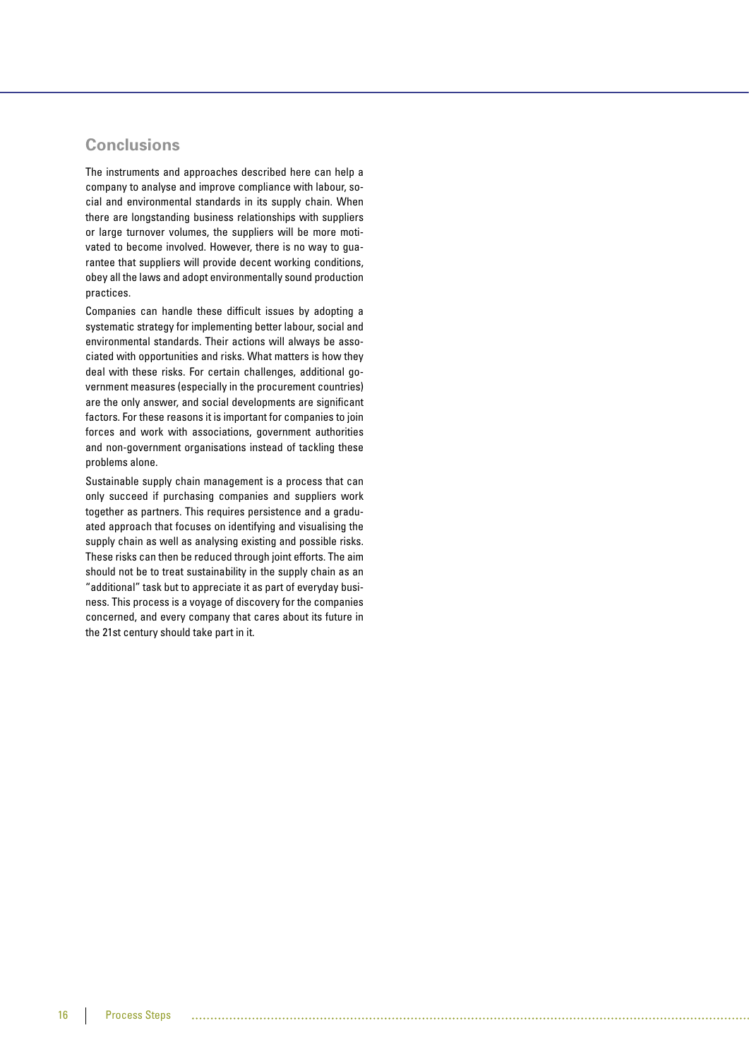## Conclusions

The instruments and approaches described here can help a company to analyse and improve compliance with labour, social and environmental standards in its supply chain. When there are longstanding business relationships with suppliers or large turnover volumes, the suppliers will be more motivated to become involved. However, there is no way to guarantee that suppliers will provide decent working conditions, obey all the laws and adopt environmentally sound production practices.

Companies can handle these difficult issues by adopting a systematic strategy for implementing better labour, social and environmental standards. Their actions will always be associated with opportunities and risks. What matters is how they deal with these risks. For certain challenges, additional government measures (especially in the procurement countries) are the only answer, and social developments are significant factors. For these reasons it is important for companies to join forces and work with associations, government authorities and non-government organisations instead of tackling these problems alone.

Sustainable supply chain management is a process that can only succeed if purchasing companies and suppliers work together as partners. This requires persistence and a graduated approach that focuses on identifying and visualising the supply chain as well as analysing existing and possible risks. These risks can then be reduced through joint efforts. The aim should not be to treat sustainability in the supply chain as an "additional" task but to appreciate it as part of everyday business. This process is a voyage of discovery for the companies concerned, and every company that cares about its future in the 21st century should take part in it.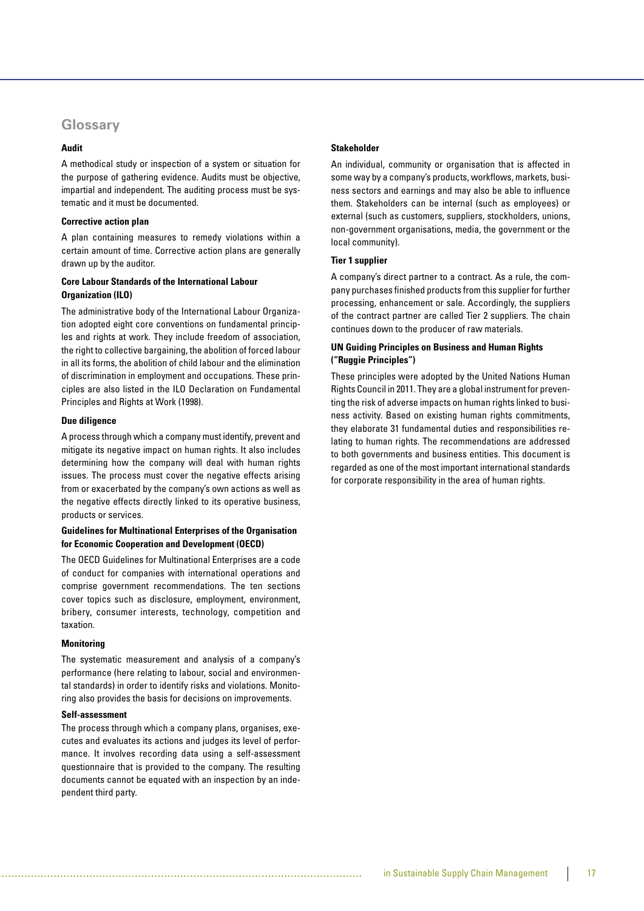## Glossary

### Audit

A methodical study or inspection of a system or situation for the purpose of gathering evidence. Audits must be objective, impartial and independent. The auditing process must be systematic and it must be documented.

### Corrective action plan

A plan containing measures to remedy violations within a certain amount of time. Corrective action plans are generally drawn up by the auditor.

### Core Labour Standards of the International Labour Organization (ILO)

The administrative body of the International Labour Organization adopted eight core conventions on fundamental principles and rights at work. They include freedom of association, the right to collective bargaining, the abolition of forced labour in all its forms, the abolition of child labour and the elimination of discrimination in employment and occupations. These principles are also listed in the ILO Declaration on Fundamental Principles and Rights at Work (1998).

### Due diligence

A process through which a company must identify, prevent and mitigate its negative impact on human rights. It also includes determining how the company will deal with human rights issues. The process must cover the negative effects arising from or exacerbated by the company's own actions as well as the negative effects directly linked to its operative business, products or services.

### Guidelines for Multinational Enterprises of the Organisation for Economic Cooperation and Development (OECD)

The OECD Guidelines for Multinational Enterprises are a code of conduct for companies with international operations and comprise government recommendations. The ten sections cover topics such as disclosure, employment, environment, bribery, consumer interests, technology, competition and taxation.

### Monitoring

The systematic measurement and analysis of a company's performance (here relating to labour, social and environmental standards) in order to identify risks and violations. Monitoring also provides the basis for decisions on improvements.

### Self-assessment

The process through which a company plans, organises, executes and evaluates its actions and judges its level of performance. It involves recording data using a self-assessment questionnaire that is provided to the company. The resulting documents cannot be equated with an inspection by an independent third party.

### Stakeholder

An individual, community or organisation that is affected in some way by a company's products, workflows, markets, business sectors and earnings and may also be able to influence them. Stakeholders can be internal (such as employees) or external (such as customers, suppliers, stockholders, unions, non-government organisations, media, the government or the local community).

### Tier 1 supplier

A company's direct partner to a contract. As a rule, the company purchases finished products from this supplier for further processing, enhancement or sale. Accordingly, the suppliers of the contract partner are called Tier 2 suppliers. The chain continues down to the producer of raw materials.

### UN Guiding Principles on Business and Human Rights ("Ruggie Principles")

These principles were adopted by the United Nations Human Rights Council in 2011. They are a global instrument for preventing the risk of adverse impacts on human rights linked to business activity. Based on existing human rights commitments, they elaborate 31 fundamental duties and responsibilities relating to human rights. The recommendations are addressed to both governments and business entities. This document is regarded as one of the most important international standards for corporate responsibility in the area of human rights.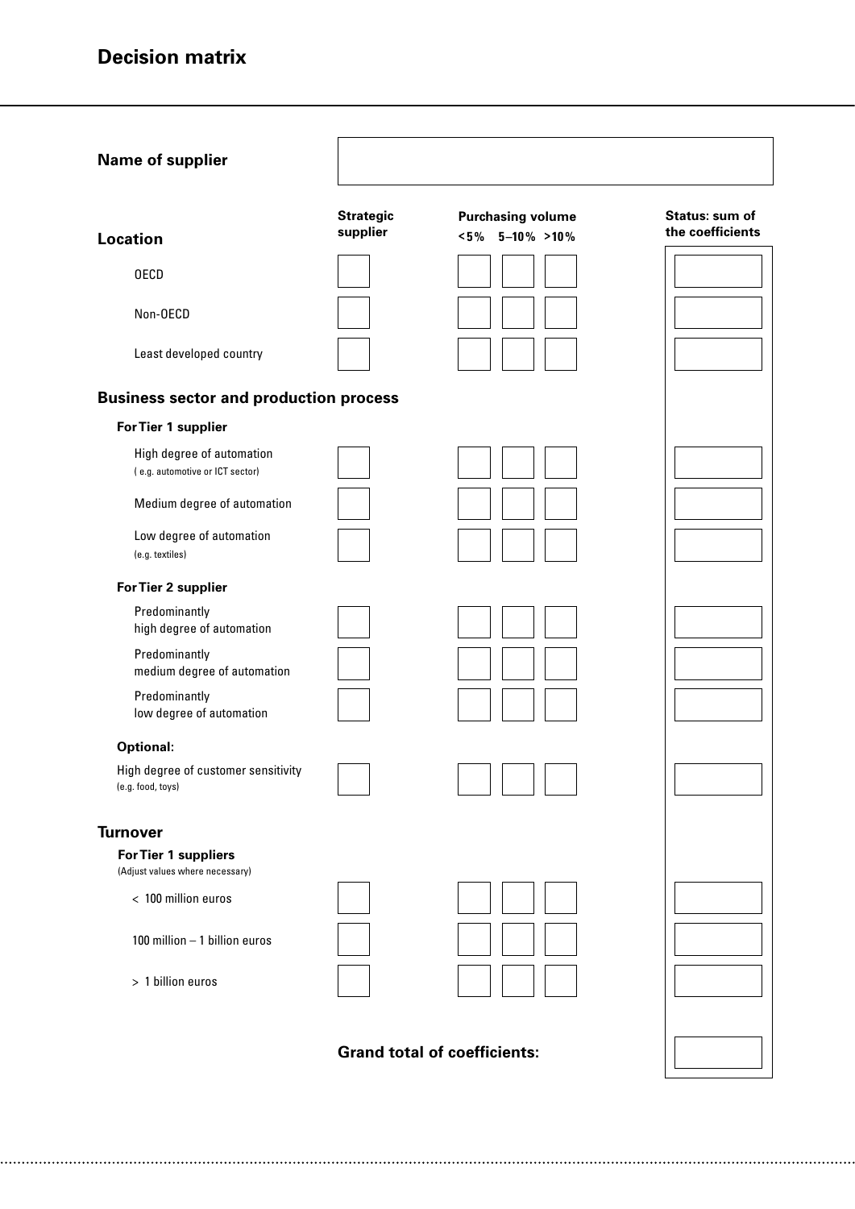## Decision matrix

| Name of supplier | | | | | |
|---|---|---|---|---|---|
| | | | | | |

| Location | Strategic supplier | Purchasing volume <5% | 5–10% | >10% | Status: sum of the coefficients |
|---|---|---|---|---|---|
| OECD | | | | | |
| Non-OECD | | | | | |
| Least developed country | | | | | |
| **Business sector and production process** | | | | | |
| **For Tier 1 supplier** | | | | | |
| High degree of automation ( e.g. automotive or ICT sector) | | | | | |
| Medium degree of automation | | | | | |
| Low degree of automation (e.g. textiles) | | | | | |
| **For Tier 2 supplier** | | | | | |
| Predominantly high degree of automation | | | | | |
| Predominantly medium degree of automation | | | | | |
| Predominantly low degree of automation | | | | | |
| **Optional:** | | | | | |
| High degree of customer sensitivity (e.g. food, toys) | | | | | |
| **Turnover** | | | | | |
| **For Tier 1 suppliers** (Adjust values where necessary) | | | | | |
| < 100 million euros | | | | | |
| 100 million – 1 billion euros | | | | | |
| > 1 billion euros | | | | | |
| | **Grand total of coefficients:** | | | | |